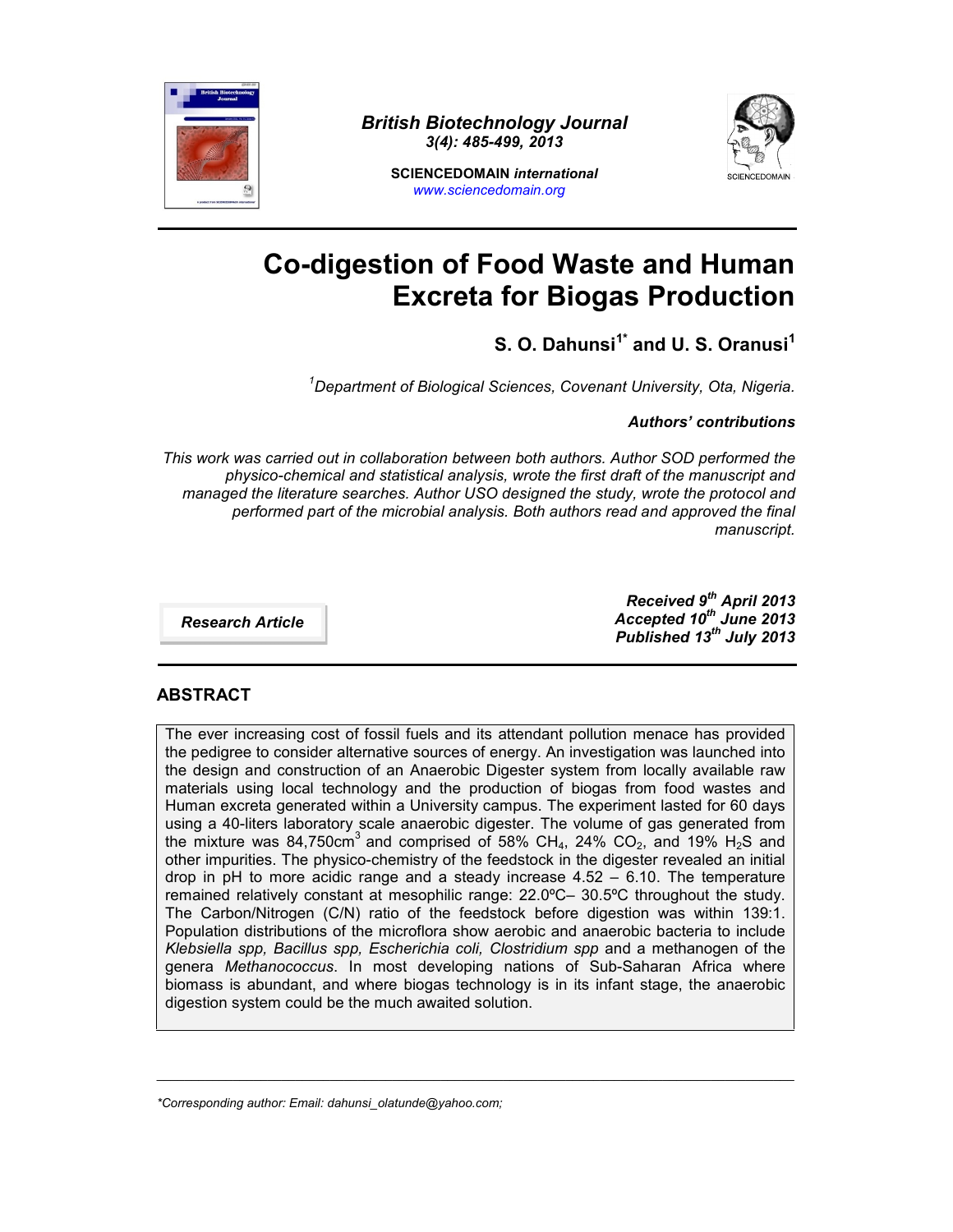*British Biotechnology Journal*
*3(4): 485-499, 2013*

**SCIENCEDOMAIN** ***international***
*www.sciencedomain.org*

# Co-digestion of Food Waste and Human Excreta for Biogas Production

**S. O. Dahunsi[1*] and U. S. Oranusi[1]**

*[1]Department of Biological Sciences, Covenant University, Ota, Nigeria.*

***Authors' contributions***

*This work was carried out in collaboration between both authors. Author SOD performed the physico-chemical and statistical analysis, wrote the first draft of the manuscript and managed the literature searches. Author USO designed the study, wrote the protocol and performed part of the microbial analysis. Both authors read and approved the final manuscript.*

***Research Article***

***Received 9th April 2013***
***Accepted 10th June 2013***
***Published 13th July 2013***

## ABSTRACT

The ever increasing cost of fossil fuels and its attendant pollution menace has provided the pedigree to consider alternative sources of energy. An investigation was launched into the design and construction of an Anaerobic Digester system from locally available raw materials using local technology and the production of biogas from food wastes and Human excreta generated within a University campus. The experiment lasted for 60 days using a 40-liters laboratory scale anaerobic digester. The volume of gas generated from the mixture was 84,750cm$^3$ and comprised of 58% $CH_4$, 24% $CO_2$, and 19% $H_2S$ and other impurities. The physico-chemistry of the feedstock in the digester revealed an initial drop in pH to more acidic range and a steady increase 4.52 – 6.10. The temperature remained relatively constant at mesophilic range: 22.0ºC– 30.5ºC throughout the study. The Carbon/Nitrogen (C/N) ratio of the feedstock before digestion was within 139:1. Population distributions of the microflora show aerobic and anaerobic bacteria to include *Klebsiella spp, Bacillus spp, Escherichia coli, Clostridium spp* and a methanogen of the genera *Methanococcus*. In most developing nations of Sub-Saharan Africa where biomass is abundant, and where biogas technology is in its infant stage, the anaerobic digestion system could be the much awaited solution.

---

*\*Corresponding author: Email: dahunsi_olatunde@yahoo.com;*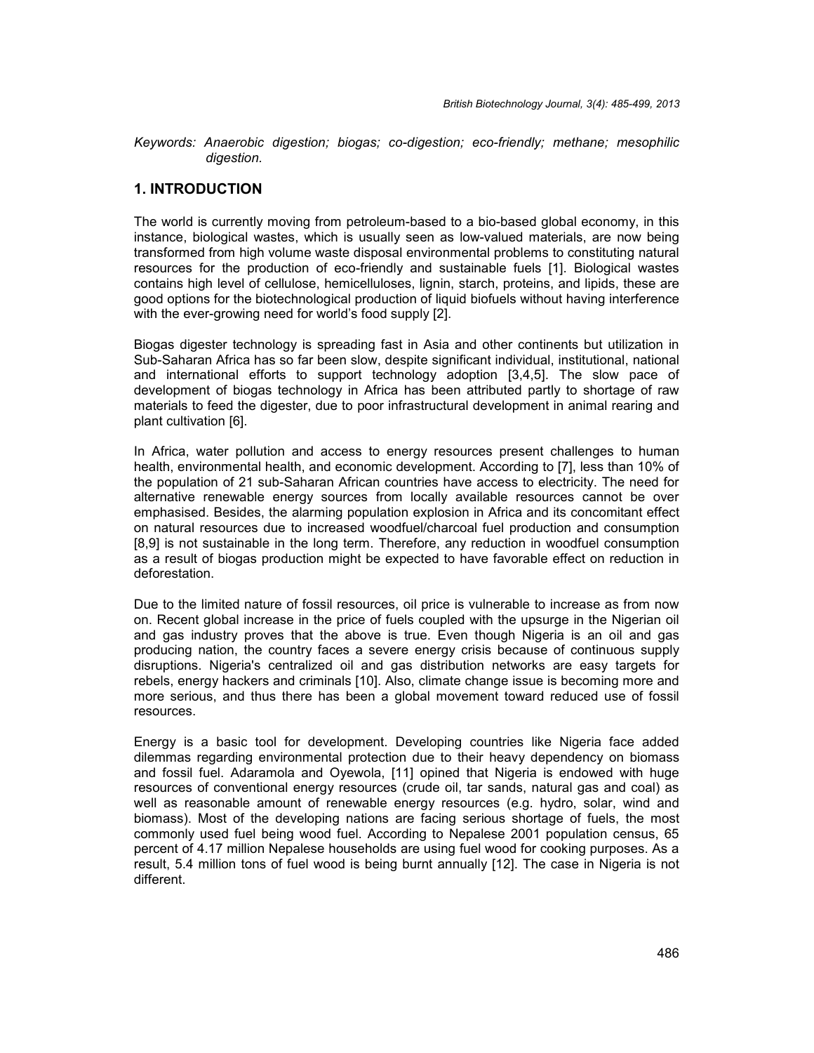*Keywords: Anaerobic digestion; biogas; co-digestion; eco-friendly; methane; mesophilic digestion.*

## 1. INTRODUCTION

The world is currently moving from petroleum-based to a bio-based global economy, in this instance, biological wastes, which is usually seen as low-valued materials, are now being transformed from high volume waste disposal environmental problems to constituting natural resources for the production of eco-friendly and sustainable fuels [1]. Biological wastes contains high level of cellulose, hemicelluloses, lignin, starch, proteins, and lipids, these are good options for the biotechnological production of liquid biofuels without having interference with the ever-growing need for world's food supply [2].

Biogas digester technology is spreading fast in Asia and other continents but utilization in Sub-Saharan Africa has so far been slow, despite significant individual, institutional, national and international efforts to support technology adoption [3,4,5]. The slow pace of development of biogas technology in Africa has been attributed partly to shortage of raw materials to feed the digester, due to poor infrastructural development in animal rearing and plant cultivation [6].

In Africa, water pollution and access to energy resources present challenges to human health, environmental health, and economic development. According to [7], less than 10% of the population of 21 sub-Saharan African countries have access to electricity. The need for alternative renewable energy sources from locally available resources cannot be over emphasised. Besides, the alarming population explosion in Africa and its concomitant effect on natural resources due to increased woodfuel/charcoal fuel production and consumption [8,9] is not sustainable in the long term. Therefore, any reduction in woodfuel consumption as a result of biogas production might be expected to have favorable effect on reduction in deforestation.

Due to the limited nature of fossil resources, oil price is vulnerable to increase as from now on. Recent global increase in the price of fuels coupled with the upsurge in the Nigerian oil and gas industry proves that the above is true. Even though Nigeria is an oil and gas producing nation, the country faces a severe energy crisis because of continuous supply disruptions. Nigeria's centralized oil and gas distribution networks are easy targets for rebels, energy hackers and criminals [10]. Also, climate change issue is becoming more and more serious, and thus there has been a global movement toward reduced use of fossil resources.

Energy is a basic tool for development. Developing countries like Nigeria face added dilemmas regarding environmental protection due to their heavy dependency on biomass and fossil fuel. Adaramola and Oyewola, [11] opined that Nigeria is endowed with huge resources of conventional energy resources (crude oil, tar sands, natural gas and coal) as well as reasonable amount of renewable energy resources (e.g. hydro, solar, wind and biomass). Most of the developing nations are facing serious shortage of fuels, the most commonly used fuel being wood fuel. According to Nepalese 2001 population census, 65 percent of 4.17 million Nepalese households are using fuel wood for cooking purposes. As a result, 5.4 million tons of fuel wood is being burnt annually [12]. The case in Nigeria is not different.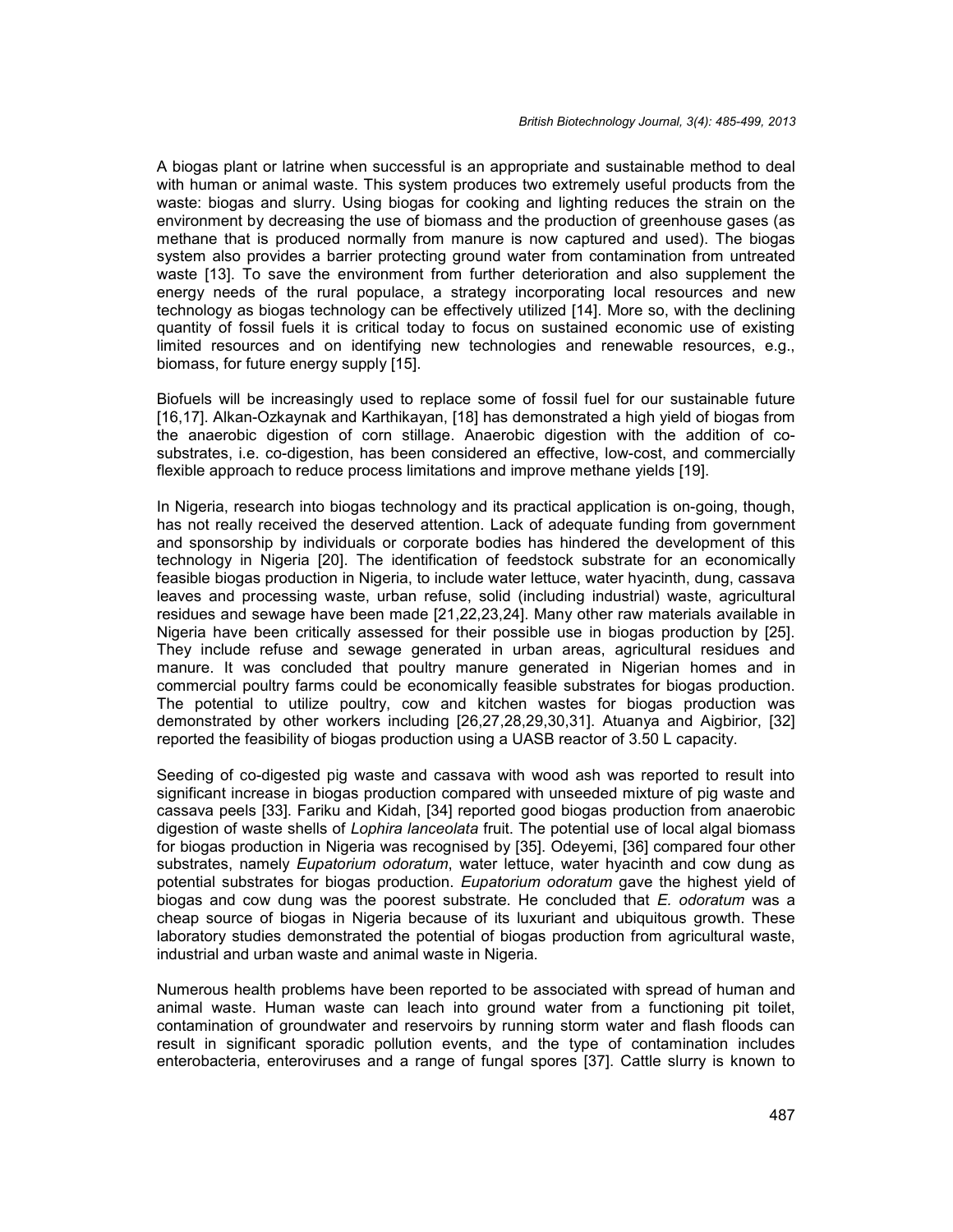A biogas plant or latrine when successful is an appropriate and sustainable method to deal with human or animal waste. This system produces two extremely useful products from the waste: biogas and slurry. Using biogas for cooking and lighting reduces the strain on the environment by decreasing the use of biomass and the production of greenhouse gases (as methane that is produced normally from manure is now captured and used). The biogas system also provides a barrier protecting ground water from contamination from untreated waste [13]. To save the environment from further deterioration and also supplement the energy needs of the rural populace, a strategy incorporating local resources and new technology as biogas technology can be effectively utilized [14]. More so, with the declining quantity of fossil fuels it is critical today to focus on sustained economic use of existing limited resources and on identifying new technologies and renewable resources, e.g., biomass, for future energy supply [15].

Biofuels will be increasingly used to replace some of fossil fuel for our sustainable future [16,17]. Alkan-Ozkaynak and Karthikayan, [18] has demonstrated a high yield of biogas from the anaerobic digestion of corn stillage. Anaerobic digestion with the addition of co-substrates, i.e. co-digestion, has been considered an effective, low-cost, and commercially flexible approach to reduce process limitations and improve methane yields [19].

In Nigeria, research into biogas technology and its practical application is on-going, though, has not really received the deserved attention. Lack of adequate funding from government and sponsorship by individuals or corporate bodies has hindered the development of this technology in Nigeria [20]. The identification of feedstock substrate for an economically feasible biogas production in Nigeria, to include water lettuce, water hyacinth, dung, cassava leaves and processing waste, urban refuse, solid (including industrial) waste, agricultural residues and sewage have been made [21,22,23,24]. Many other raw materials available in Nigeria have been critically assessed for their possible use in biogas production by [25]. They include refuse and sewage generated in urban areas, agricultural residues and manure. It was concluded that poultry manure generated in Nigerian homes and in commercial poultry farms could be economically feasible substrates for biogas production. The potential to utilize poultry, cow and kitchen wastes for biogas production was demonstrated by other workers including [26,27,28,29,30,31]. Atuanya and Aigbirior, [32] reported the feasibility of biogas production using a UASB reactor of 3.50 L capacity.

Seeding of co-digested pig waste and cassava with wood ash was reported to result into significant increase in biogas production compared with unseeded mixture of pig waste and cassava peels [33]. Fariku and Kidah, [34] reported good biogas production from anaerobic digestion of waste shells of *Lophira lanceolata* fruit. The potential use of local algal biomass for biogas production in Nigeria was recognised by [35]. Odeyemi, [36] compared four other substrates, namely *Eupatorium odoratum*, water lettuce, water hyacinth and cow dung as potential substrates for biogas production. *Eupatorium odoratum* gave the highest yield of biogas and cow dung was the poorest substrate. He concluded that *E. odoratum* was a cheap source of biogas in Nigeria because of its luxuriant and ubiquitous growth. These laboratory studies demonstrated the potential of biogas production from agricultural waste, industrial and urban waste and animal waste in Nigeria.

Numerous health problems have been reported to be associated with spread of human and animal waste. Human waste can leach into ground water from a functioning pit toilet, contamination of groundwater and reservoirs by running storm water and flash floods can result in significant sporadic pollution events, and the type of contamination includes enterobacteria, enteroviruses and a range of fungal spores [37]. Cattle slurry is known to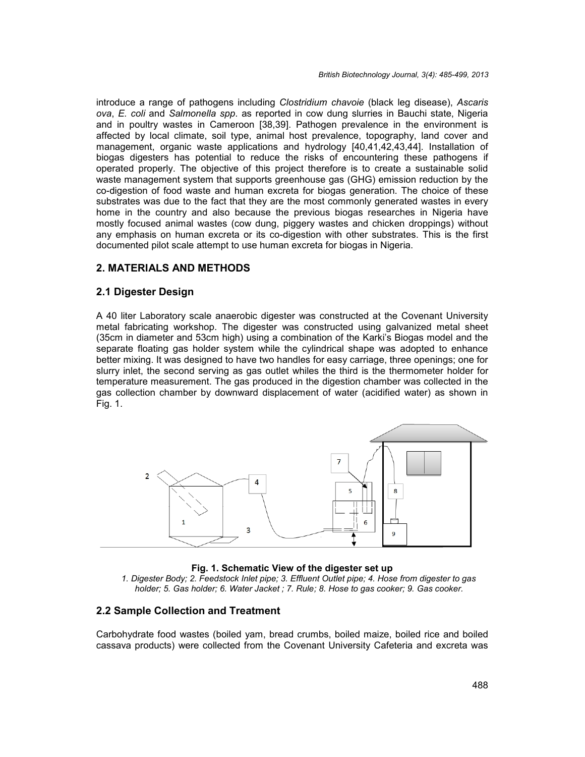introduce a range of pathogens including *Clostridium chavoie* (black leg disease), *Ascaris ova*, *E. coli* and *Salmonella spp*. as reported in cow dung slurries in Bauchi state, Nigeria and in poultry wastes in Cameroon [38,39]. Pathogen prevalence in the environment is affected by local climate, soil type, animal host prevalence, topography, land cover and management, organic waste applications and hydrology [40,41,42,43,44]. Installation of biogas digesters has potential to reduce the risks of encountering these pathogens if operated properly. The objective of this project therefore is to create a sustainable solid waste management system that supports greenhouse gas (GHG) emission reduction by the co-digestion of food waste and human excreta for biogas generation. The choice of these substrates was due to the fact that they are the most commonly generated wastes in every home in the country and also because the previous biogas researches in Nigeria have mostly focused animal wastes (cow dung, piggery wastes and chicken droppings) without any emphasis on human excreta or its co-digestion with other substrates. This is the first documented pilot scale attempt to use human excreta for biogas in Nigeria.

## 2. MATERIALS AND METHODS

### 2.1 Digester Design

A 40 liter Laboratory scale anaerobic digester was constructed at the Covenant University metal fabricating workshop. The digester was constructed using galvanized metal sheet (35cm in diameter and 53cm high) using a combination of the Karki's Biogas model and the separate floating gas holder system while the cylindrical shape was adopted to enhance better mixing. It was designed to have two handles for easy carriage, three openings; one for slurry inlet, the second serving as gas outlet whiles the third is the thermometer holder for temperature measurement. The gas produced in the digestion chamber was collected in the gas collection chamber by downward displacement of water (acidified water) as shown in Fig. 1.

**Fig. 1. Schematic View of the digester set up**

*1. Digester Body; 2. Feedstock Inlet pipe; 3. Effluent Outlet pipe; 4. Hose from digester to gas holder; 5. Gas holder; 6. Water Jacket ; 7. Rule; 8. Hose to gas cooker; 9. Gas cooker.*

### 2.2 Sample Collection and Treatment

Carbohydrate food wastes (boiled yam, bread crumbs, boiled maize, boiled rice and boiled cassava products) were collected from the Covenant University Cafeteria and excreta was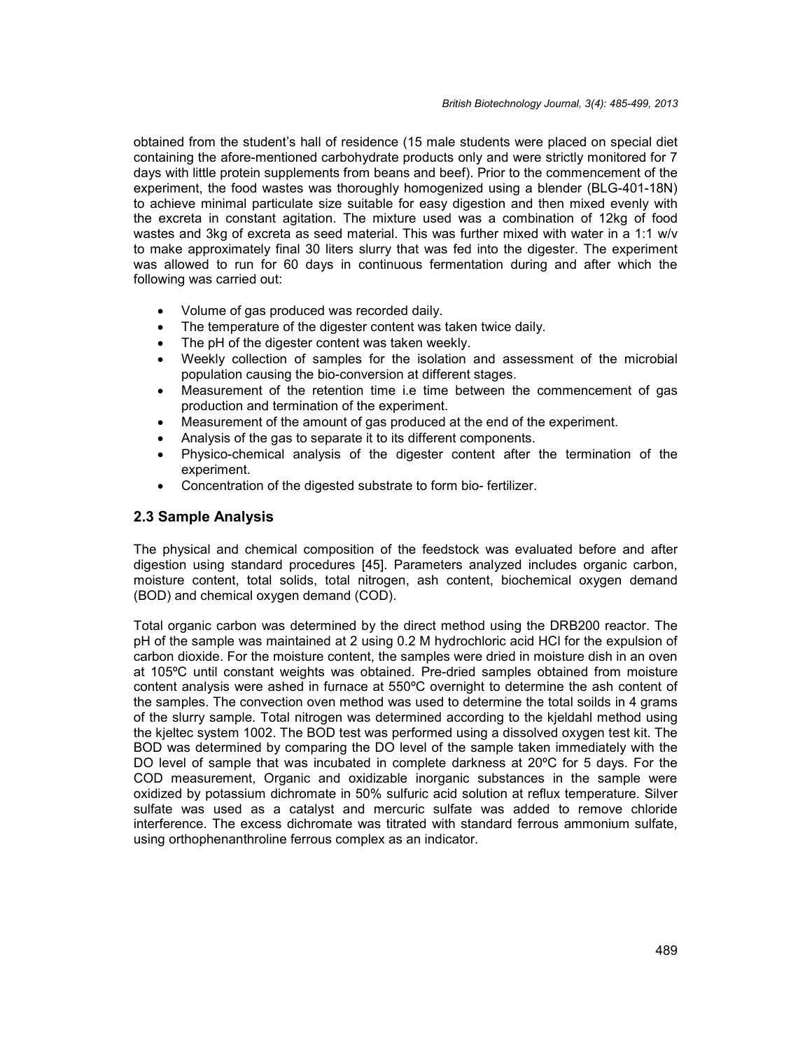obtained from the student's hall of residence (15 male students were placed on special diet containing the afore-mentioned carbohydrate products only and were strictly monitored for 7 days with little protein supplements from beans and beef). Prior to the commencement of the experiment, the food wastes was thoroughly homogenized using a blender (BLG-401-18N) to achieve minimal particulate size suitable for easy digestion and then mixed evenly with the excreta in constant agitation. The mixture used was a combination of 12kg of food wastes and 3kg of excreta as seed material. This was further mixed with water in a 1:1 w/v to make approximately final 30 liters slurry that was fed into the digester. The experiment was allowed to run for 60 days in continuous fermentation during and after which the following was carried out:

- Volume of gas produced was recorded daily.
- The temperature of the digester content was taken twice daily.
- The pH of the digester content was taken weekly.
- Weekly collection of samples for the isolation and assessment of the microbial population causing the bio-conversion at different stages.
- Measurement of the retention time i.e time between the commencement of gas production and termination of the experiment.
- Measurement of the amount of gas produced at the end of the experiment.
- Analysis of the gas to separate it to its different components.
- Physico-chemical analysis of the digester content after the termination of the experiment.
- Concentration of the digested substrate to form bio- fertilizer.

## 2.3 Sample Analysis

The physical and chemical composition of the feedstock was evaluated before and after digestion using standard procedures [45]. Parameters analyzed includes organic carbon, moisture content, total solids, total nitrogen, ash content, biochemical oxygen demand (BOD) and chemical oxygen demand (COD).

Total organic carbon was determined by the direct method using the DRB200 reactor. The pH of the sample was maintained at 2 using 0.2 M hydrochloric acid HCl for the expulsion of carbon dioxide. For the moisture content, the samples were dried in moisture dish in an oven at 105ºC until constant weights was obtained. Pre-dried samples obtained from moisture content analysis were ashed in furnace at 550ºC overnight to determine the ash content of the samples. The convection oven method was used to determine the total soilds in 4 grams of the slurry sample. Total nitrogen was determined according to the kjeldahl method using the kjeltec system 1002. The BOD test was performed using a dissolved oxygen test kit. The BOD was determined by comparing the DO level of the sample taken immediately with the DO level of sample that was incubated in complete darkness at 20ºC for 5 days. For the COD measurement, Organic and oxidizable inorganic substances in the sample were oxidized by potassium dichromate in 50% sulfuric acid solution at reflux temperature. Silver sulfate was used as a catalyst and mercuric sulfate was added to remove chloride interference. The excess dichromate was titrated with standard ferrous ammonium sulfate, using orthophenanthroline ferrous complex as an indicator.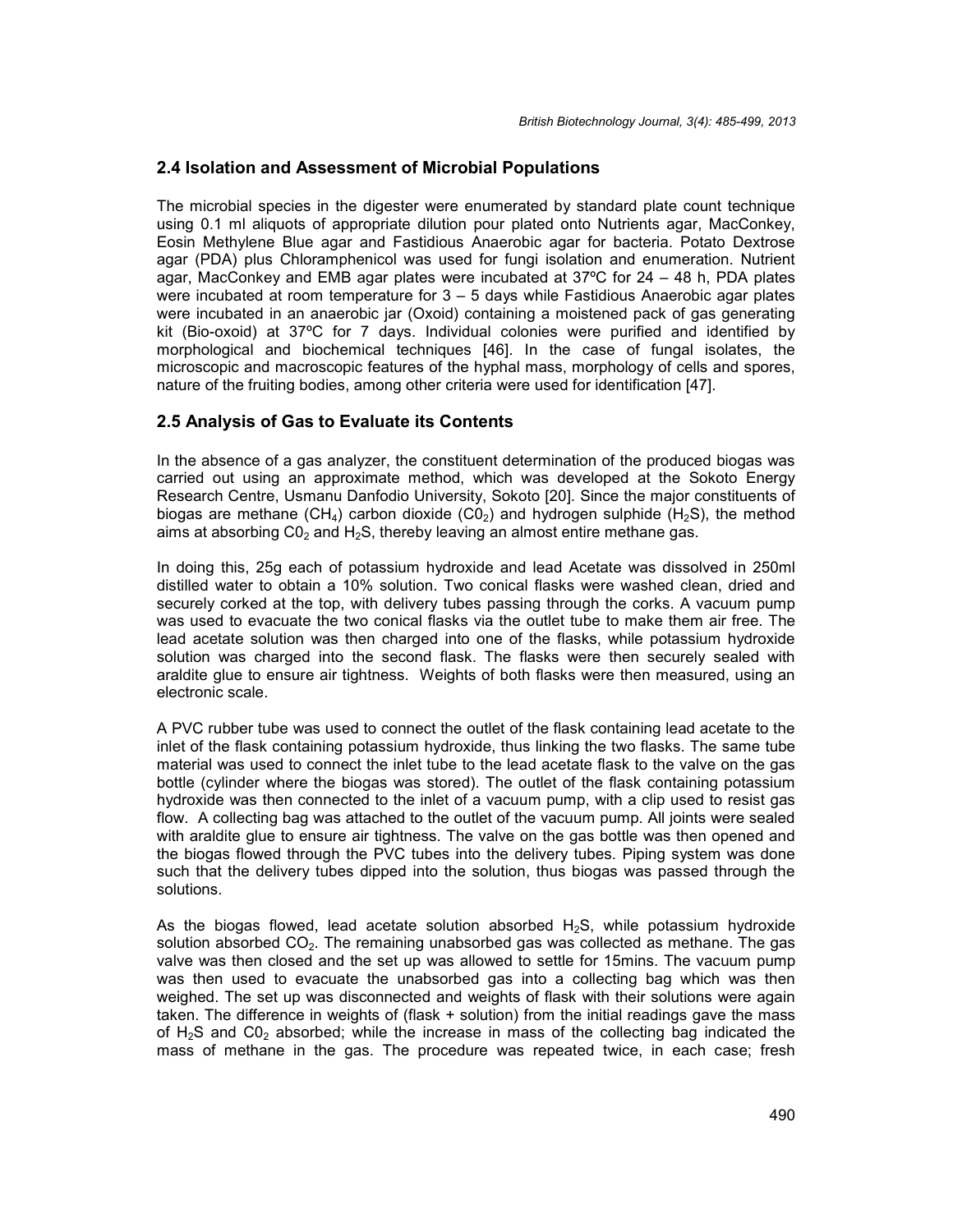## 2.4 Isolation and Assessment of Microbial Populations

The microbial species in the digester were enumerated by standard plate count technique using 0.1 ml aliquots of appropriate dilution pour plated onto Nutrients agar, MacConkey, Eosin Methylene Blue agar and Fastidious Anaerobic agar for bacteria. Potato Dextrose agar (PDA) plus Chloramphenicol was used for fungi isolation and enumeration. Nutrient agar, MacConkey and EMB agar plates were incubated at 37ºC for 24 – 48 h, PDA plates were incubated at room temperature for 3 – 5 days while Fastidious Anaerobic agar plates were incubated in an anaerobic jar (Oxoid) containing a moistened pack of gas generating kit (Bio-oxoid) at 37ºC for 7 days. Individual colonies were purified and identified by morphological and biochemical techniques [46]. In the case of fungal isolates, the microscopic and macroscopic features of the hyphal mass, morphology of cells and spores, nature of the fruiting bodies, among other criteria were used for identification [47].

## 2.5 Analysis of Gas to Evaluate its Contents

In the absence of a gas analyzer, the constituent determination of the produced biogas was carried out using an approximate method, which was developed at the Sokoto Energy Research Centre, Usmanu Danfodio University, Sokoto [20]. Since the major constituents of biogas are methane ($CH_4$) carbon dioxide ($C0_2$) and hydrogen sulphide ($H_2S$), the method aims at absorbing $C0_2$ and $H_2S$, thereby leaving an almost entire methane gas.

In doing this, 25g each of potassium hydroxide and lead Acetate was dissolved in 250ml distilled water to obtain a 10% solution. Two conical flasks were washed clean, dried and securely corked at the top, with delivery tubes passing through the corks. A vacuum pump was used to evacuate the two conical flasks via the outlet tube to make them air free. The lead acetate solution was then charged into one of the flasks, while potassium hydroxide solution was charged into the second flask. The flasks were then securely sealed with araldite glue to ensure air tightness. Weights of both flasks were then measured, using an electronic scale.

A PVC rubber tube was used to connect the outlet of the flask containing lead acetate to the inlet of the flask containing potassium hydroxide, thus linking the two flasks. The same tube material was used to connect the inlet tube to the lead acetate flask to the valve on the gas bottle (cylinder where the biogas was stored). The outlet of the flask containing potassium hydroxide was then connected to the inlet of a vacuum pump, with a clip used to resist gas flow. A collecting bag was attached to the outlet of the vacuum pump. All joints were sealed with araldite glue to ensure air tightness. The valve on the gas bottle was then opened and the biogas flowed through the PVC tubes into the delivery tubes. Piping system was done such that the delivery tubes dipped into the solution, thus biogas was passed through the solutions.

As the biogas flowed, lead acetate solution absorbed $H_2S$, while potassium hydroxide solution absorbed $CO_2$. The remaining unabsorbed gas was collected as methane. The gas valve was then closed and the set up was allowed to settle for 15mins. The vacuum pump was then used to evacuate the unabsorbed gas into a collecting bag which was then weighed. The set up was disconnected and weights of flask with their solutions were again taken. The difference in weights of (flask + solution) from the initial readings gave the mass of $H_2S$ and $C0_2$ absorbed; while the increase in mass of the collecting bag indicated the mass of methane in the gas. The procedure was repeated twice, in each case; fresh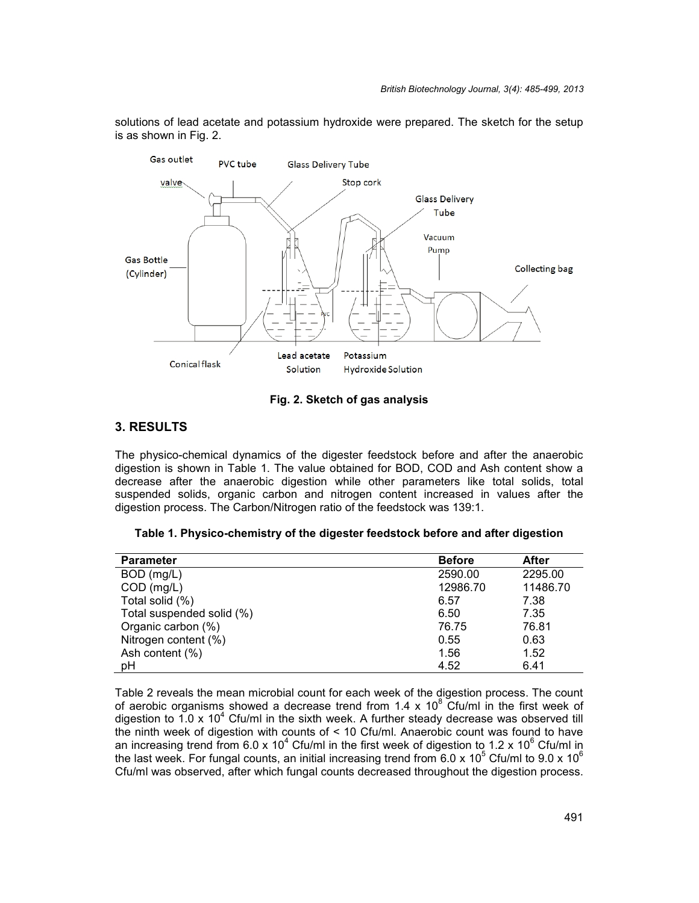solutions of lead acetate and potassium hydroxide were prepared. The sketch for the setup is as shown in Fig. 2.

**Fig. 2. Sketch of gas analysis**

## 3. RESULTS

The physico-chemical dynamics of the digester feedstock before and after the anaerobic digestion is shown in Table 1. The value obtained for BOD, COD and Ash content show a decrease after the anaerobic digestion while other parameters like total solids, total suspended solids, organic carbon and nitrogen content increased in values after the digestion process. The Carbon/Nitrogen ratio of the feedstock was 139:1.

**Table 1. Physico-chemistry of the digester feedstock before and after digestion**

| Parameter | Before | After |
|---|---|---|
| BOD (mg/L) | 2590.00 | 2295.00 |
| COD (mg/L) | 12986.70 | 11486.70 |
| Total solid (%) | 6.57 | 7.38 |
| Total suspended solid (%) | 6.50 | 7.35 |
| Organic carbon (%) | 76.75 | 76.81 |
| Nitrogen content (%) | 0.55 | 0.63 |
| Ash content (%) | 1.56 | 1.52 |
| pH | 4.52 | 6.41 |

Table 2 reveals the mean microbial count for each week of the digestion process. The count of aerobic organisms showed a decrease trend from $1.4 \times 10^8$ Cfu/ml in the first week of digestion to $1.0 \times 10^4$ Cfu/ml in the sixth week. A further steady decrease was observed till the ninth week of digestion with counts of < 10 Cfu/ml. Anaerobic count was found to have an increasing trend from $6.0 \times 10^4$ Cfu/ml in the first week of digestion to $1.2 \times 10^6$ Cfu/ml in the last week. For fungal counts, an initial increasing trend from $6.0 \times 10^5$ Cfu/ml to $9.0 \times 10^6$ Cfu/ml was observed, after which fungal counts decreased throughout the digestion process.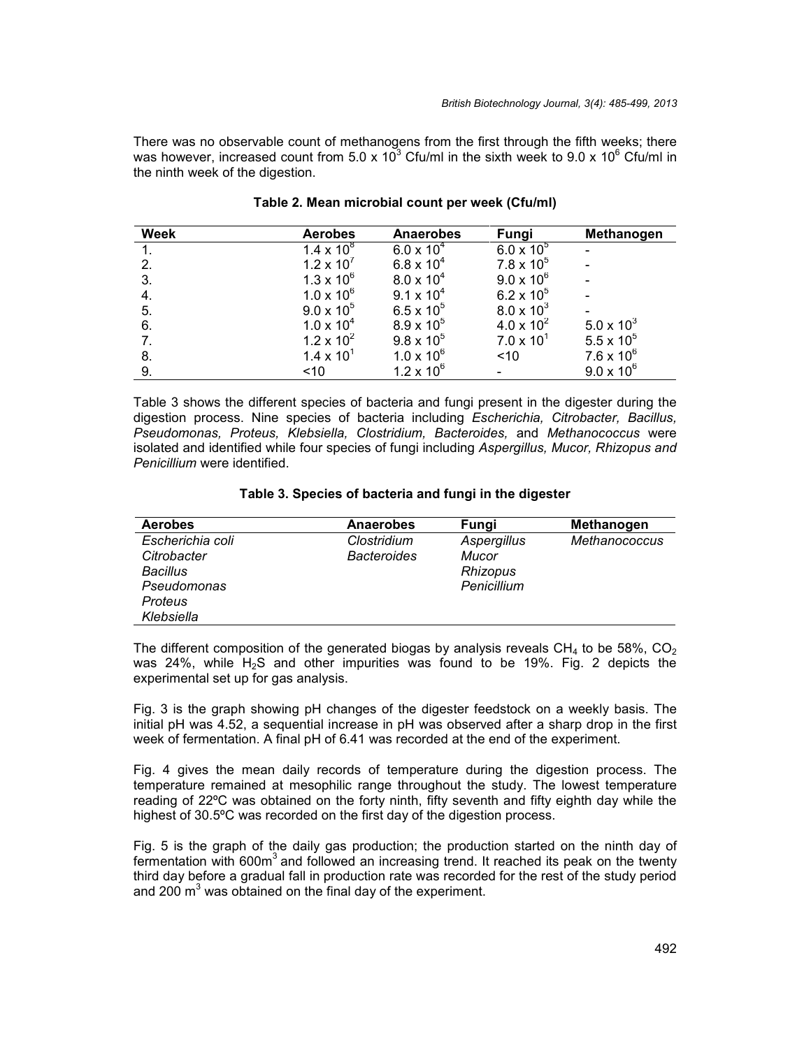There was no observable count of methanogens from the first through the fifth weeks; there was however, increased count from $5.0 \times 10^3$ Cfu/ml in the sixth week to $9.0 \times 10^6$ Cfu/ml in the ninth week of the digestion.

**Table 2. Mean microbial count per week (Cfu/ml)**

| Week | Aerobes | Anaerobes | Fungi | Methanogen |
|---|---|---|---|---|
| 1. | $1.4 \times 10^8$ | $6.0 \times 10^4$ | $6.0 \times 10^5$ | - |
| 2. | $1.2 \times 10^7$ | $6.8 \times 10^4$ | $7.8 \times 10^5$ | - |
| 3. | $1.3 \times 10^6$ | $8.0 \times 10^4$ | $9.0 \times 10^6$ | - |
| 4. | $1.0 \times 10^6$ | $9.1 \times 10^4$ | $6.2 \times 10^5$ | - |
| 5. | $9.0 \times 10^5$ | $6.5 \times 10^5$ | $8.0 \times 10^3$ | - |
| 6. | $1.0 \times 10^4$ | $8.9 \times 10^5$ | $4.0 \times 10^2$ | $5.0 \times 10^3$ |
| 7. | $1.2 \times 10^2$ | $9.8 \times 10^5$ | $7.0 \times 10^1$ | $5.5 \times 10^5$ |
| 8. | $1.4 \times 10^1$ | $1.0 \times 10^6$ | <10 | $7.6 \times 10^6$ |
| 9. | <10 | $1.2 \times 10^6$ | - | $9.0 \times 10^6$ |

Table 3 shows the different species of bacteria and fungi present in the digester during the digestion process. Nine species of bacteria including *Escherichia, Citrobacter, Bacillus, Pseudomonas, Proteus, Klebsiella, Clostridium, Bacteroides,* and *Methanococcus* were isolated and identified while four species of fungi including *Aspergillus, Mucor, Rhizopus and Penicillium* were identified.

**Table 3. Species of bacteria and fungi in the digester**

| Aerobes | Anaerobes | Fungi | Methanogen |
|---|---|---|---|
| *Escherichia coli* | *Clostridium* | *Aspergillus* | *Methanococcus* |
| *Citrobacter* | *Bacteroides* | *Mucor* | |
| *Bacillus* | | *Rhizopus* | |
| *Pseudomonas* | | *Penicillium* | |
| *Proteus* | | | |
| *Klebsiella* | | | |

The different composition of the generated biogas by analysis reveals $CH_4$ to be 58%, $CO_2$ was 24%, while $H_2S$ and other impurities was found to be 19%. Fig. 2 depicts the experimental set up for gas analysis.

Fig. 3 is the graph showing pH changes of the digester feedstock on a weekly basis. The initial pH was 4.52, a sequential increase in pH was observed after a sharp drop in the first week of fermentation. A final pH of 6.41 was recorded at the end of the experiment.

Fig. 4 gives the mean daily records of temperature during the digestion process. The temperature remained at mesophilic range throughout the study. The lowest temperature reading of 22ºC was obtained on the forty ninth, fifty seventh and fifty eighth day while the highest of 30.5ºC was recorded on the first day of the digestion process.

Fig. 5 is the graph of the daily gas production; the production started on the ninth day of fermentation with $600m^3$ and followed an increasing trend. It reached its peak on the twenty third day before a gradual fall in production rate was recorded for the rest of the study period and 200 $m^3$ was obtained on the final day of the experiment.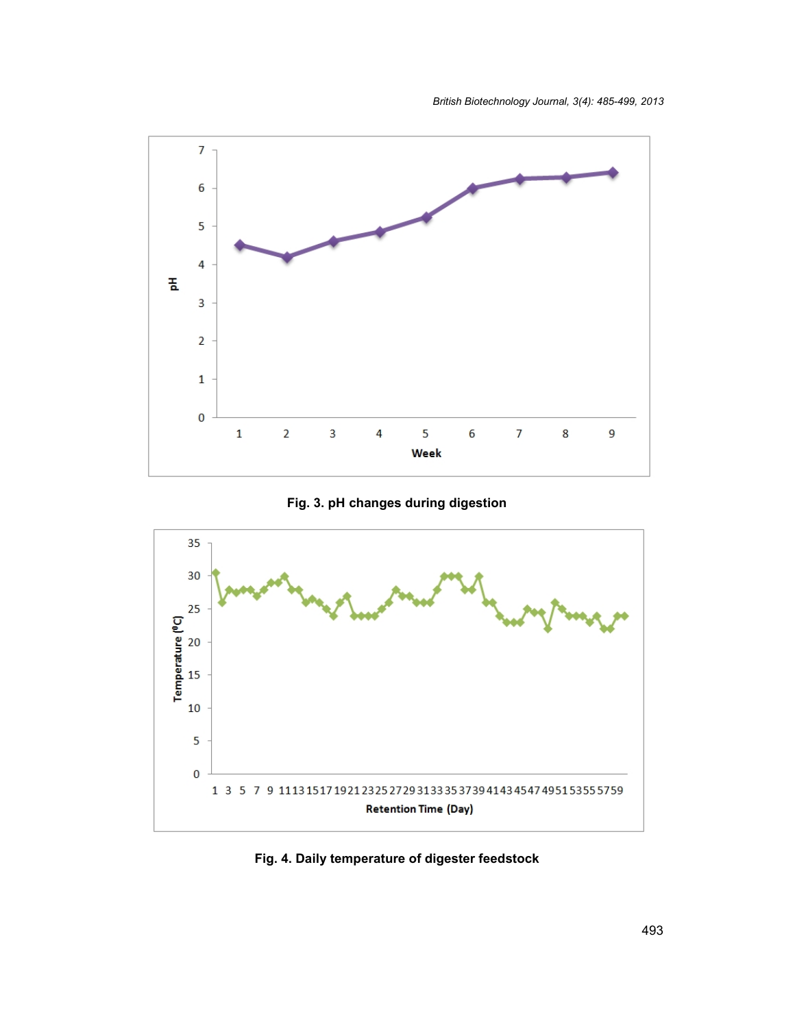Fig. 3. pH changes during digestion

Fig. 4. Daily temperature of digester feedstock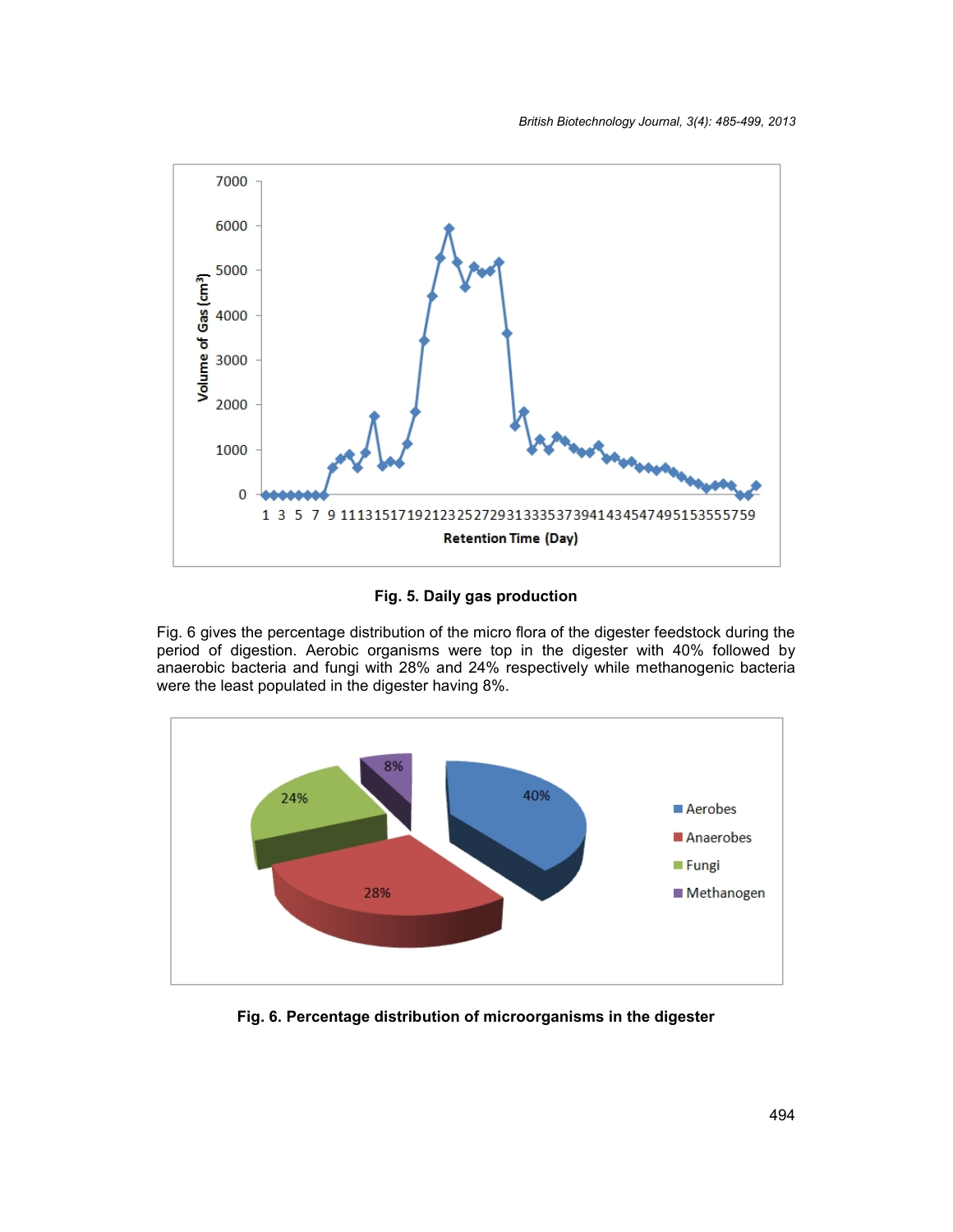Fig. 5. Daily gas production

Fig. 6 gives the percentage distribution of the micro flora of the digester feedstock during the period of digestion. Aerobic organisms were top in the digester with 40% followed by anaerobic bacteria and fungi with 28% and 24% respectively while methanogenic bacteria were the least populated in the digester having 8%.

Fig. 6. Percentage distribution of microorganisms in the digester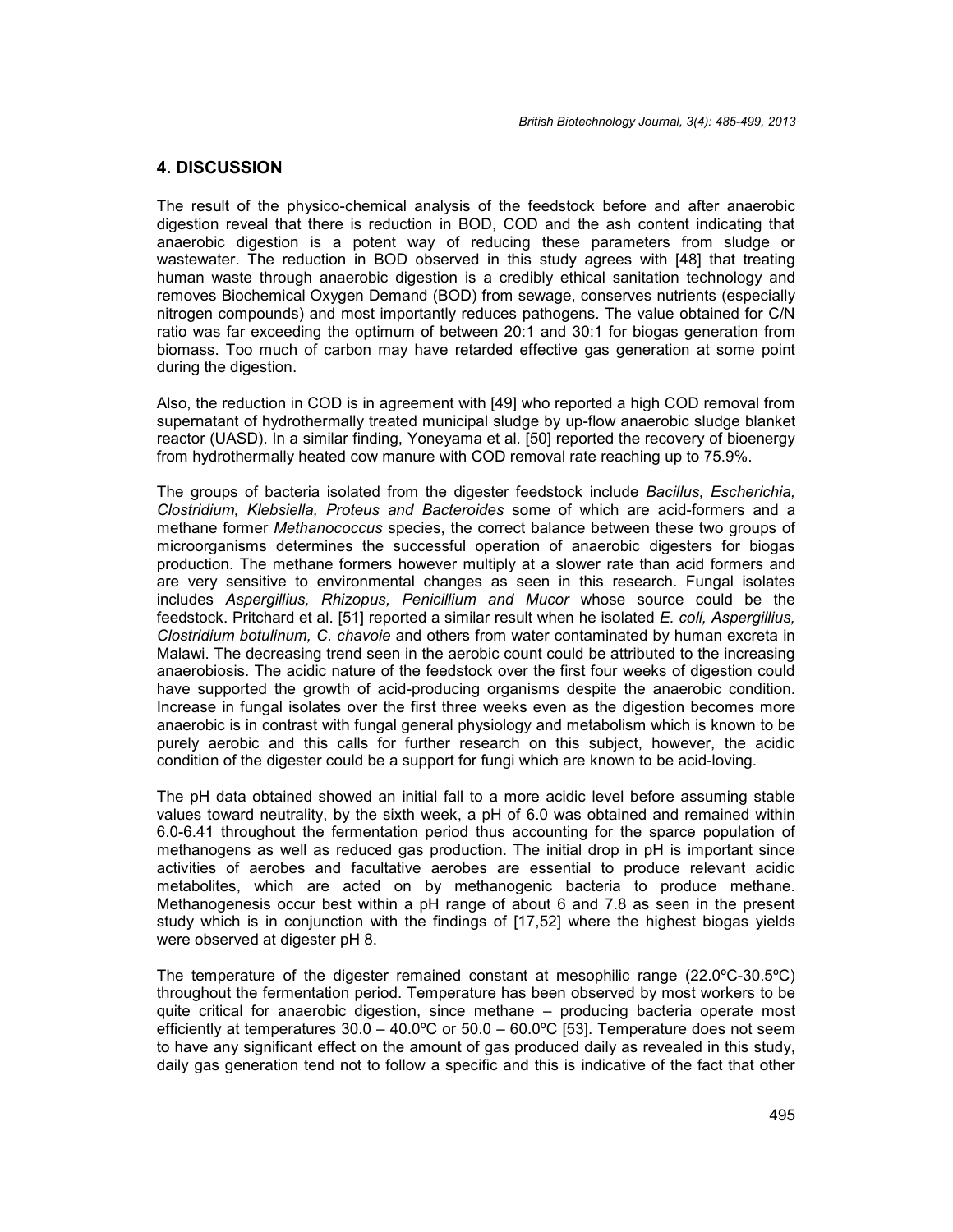## 4. DISCUSSION

The result of the physico-chemical analysis of the feedstock before and after anaerobic digestion reveal that there is reduction in BOD, COD and the ash content indicating that anaerobic digestion is a potent way of reducing these parameters from sludge or wastewater. The reduction in BOD observed in this study agrees with [48] that treating human waste through anaerobic digestion is a credibly ethical sanitation technology and removes Biochemical Oxygen Demand (BOD) from sewage, conserves nutrients (especially nitrogen compounds) and most importantly reduces pathogens. The value obtained for C/N ratio was far exceeding the optimum of between 20:1 and 30:1 for biogas generation from biomass. Too much of carbon may have retarded effective gas generation at some point during the digestion.

Also, the reduction in COD is in agreement with [49] who reported a high COD removal from supernatant of hydrothermally treated municipal sludge by up-flow anaerobic sludge blanket reactor (UASD). In a similar finding, Yoneyama et al. [50] reported the recovery of bioenergy from hydrothermally heated cow manure with COD removal rate reaching up to 75.9%.

The groups of bacteria isolated from the digester feedstock include *Bacillus, Escherichia, Clostridium, Klebsiella, Proteus and Bacteroides* some of which are acid-formers and a methane former *Methanococcus* species, the correct balance between these two groups of microorganisms determines the successful operation of anaerobic digesters for biogas production. The methane formers however multiply at a slower rate than acid formers and are very sensitive to environmental changes as seen in this research. Fungal isolates includes *Aspergillius, Rhizopus, Penicillium and Mucor* whose source could be the feedstock. Pritchard et al. [51] reported a similar result when he isolated *E. coli, Aspergillius, Clostridium botulinum, C. chavoie* and others from water contaminated by human excreta in Malawi. The decreasing trend seen in the aerobic count could be attributed to the increasing anaerobiosis. The acidic nature of the feedstock over the first four weeks of digestion could have supported the growth of acid-producing organisms despite the anaerobic condition. Increase in fungal isolates over the first three weeks even as the digestion becomes more anaerobic is in contrast with fungal general physiology and metabolism which is known to be purely aerobic and this calls for further research on this subject, however, the acidic condition of the digester could be a support for fungi which are known to be acid-loving.

The pH data obtained showed an initial fall to a more acidic level before assuming stable values toward neutrality, by the sixth week, a pH of 6.0 was obtained and remained within 6.0-6.41 throughout the fermentation period thus accounting for the sparce population of methanogens as well as reduced gas production. The initial drop in pH is important since activities of aerobes and facultative aerobes are essential to produce relevant acidic metabolites, which are acted on by methanogenic bacteria to produce methane. Methanogenesis occur best within a pH range of about 6 and 7.8 as seen in the present study which is in conjunction with the findings of [17,52] where the highest biogas yields were observed at digester pH 8.

The temperature of the digester remained constant at mesophilic range (22.0ºC-30.5ºC) throughout the fermentation period. Temperature has been observed by most workers to be quite critical for anaerobic digestion, since methane – producing bacteria operate most efficiently at temperatures 30.0 – 40.0ºC or 50.0 – 60.0ºC [53]. Temperature does not seem to have any significant effect on the amount of gas produced daily as revealed in this study, daily gas generation tend not to follow a specific and this is indicative of the fact that other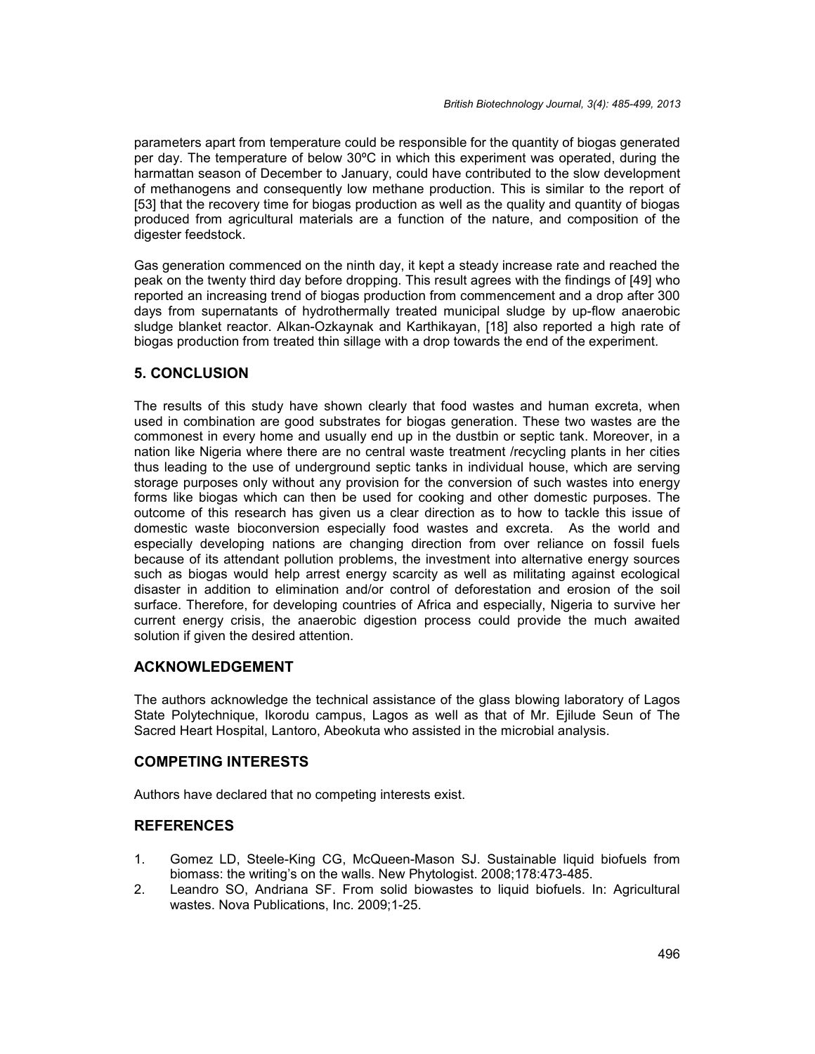parameters apart from temperature could be responsible for the quantity of biogas generated per day. The temperature of below 30ºC in which this experiment was operated, during the harmattan season of December to January, could have contributed to the slow development of methanogens and consequently low methane production. This is similar to the report of [53] that the recovery time for biogas production as well as the quality and quantity of biogas produced from agricultural materials are a function of the nature, and composition of the digester feedstock.

Gas generation commenced on the ninth day, it kept a steady increase rate and reached the peak on the twenty third day before dropping. This result agrees with the findings of [49] who reported an increasing trend of biogas production from commencement and a drop after 300 days from supernatants of hydrothermally treated municipal sludge by up-flow anaerobic sludge blanket reactor. Alkan-Ozkaynak and Karthikayan, [18] also reported a high rate of biogas production from treated thin sillage with a drop towards the end of the experiment.

## 5. CONCLUSION

The results of this study have shown clearly that food wastes and human excreta, when used in combination are good substrates for biogas generation. These two wastes are the commonest in every home and usually end up in the dustbin or septic tank. Moreover, in a nation like Nigeria where there are no central waste treatment /recycling plants in her cities thus leading to the use of underground septic tanks in individual house, which are serving storage purposes only without any provision for the conversion of such wastes into energy forms like biogas which can then be used for cooking and other domestic purposes. The outcome of this research has given us a clear direction as to how to tackle this issue of domestic waste bioconversion especially food wastes and excreta. As the world and especially developing nations are changing direction from over reliance on fossil fuels because of its attendant pollution problems, the investment into alternative energy sources such as biogas would help arrest energy scarcity as well as militating against ecological disaster in addition to elimination and/or control of deforestation and erosion of the soil surface. Therefore, for developing countries of Africa and especially, Nigeria to survive her current energy crisis, the anaerobic digestion process could provide the much awaited solution if given the desired attention.

## ACKNOWLEDGEMENT

The authors acknowledge the technical assistance of the glass blowing laboratory of Lagos State Polytechnique, Ikorodu campus, Lagos as well as that of Mr. Ejilude Seun of The Sacred Heart Hospital, Lantoro, Abeokuta who assisted in the microbial analysis.

## COMPETING INTERESTS

Authors have declared that no competing interests exist.

## REFERENCES

1. Gomez LD, Steele-King CG, McQueen-Mason SJ. Sustainable liquid biofuels from biomass: the writing's on the walls. New Phytologist. 2008;178:473-485.
2. Leandro SO, Andriana SF. From solid biowastes to liquid biofuels. In: Agricultural wastes. Nova Publications, Inc. 2009;1-25.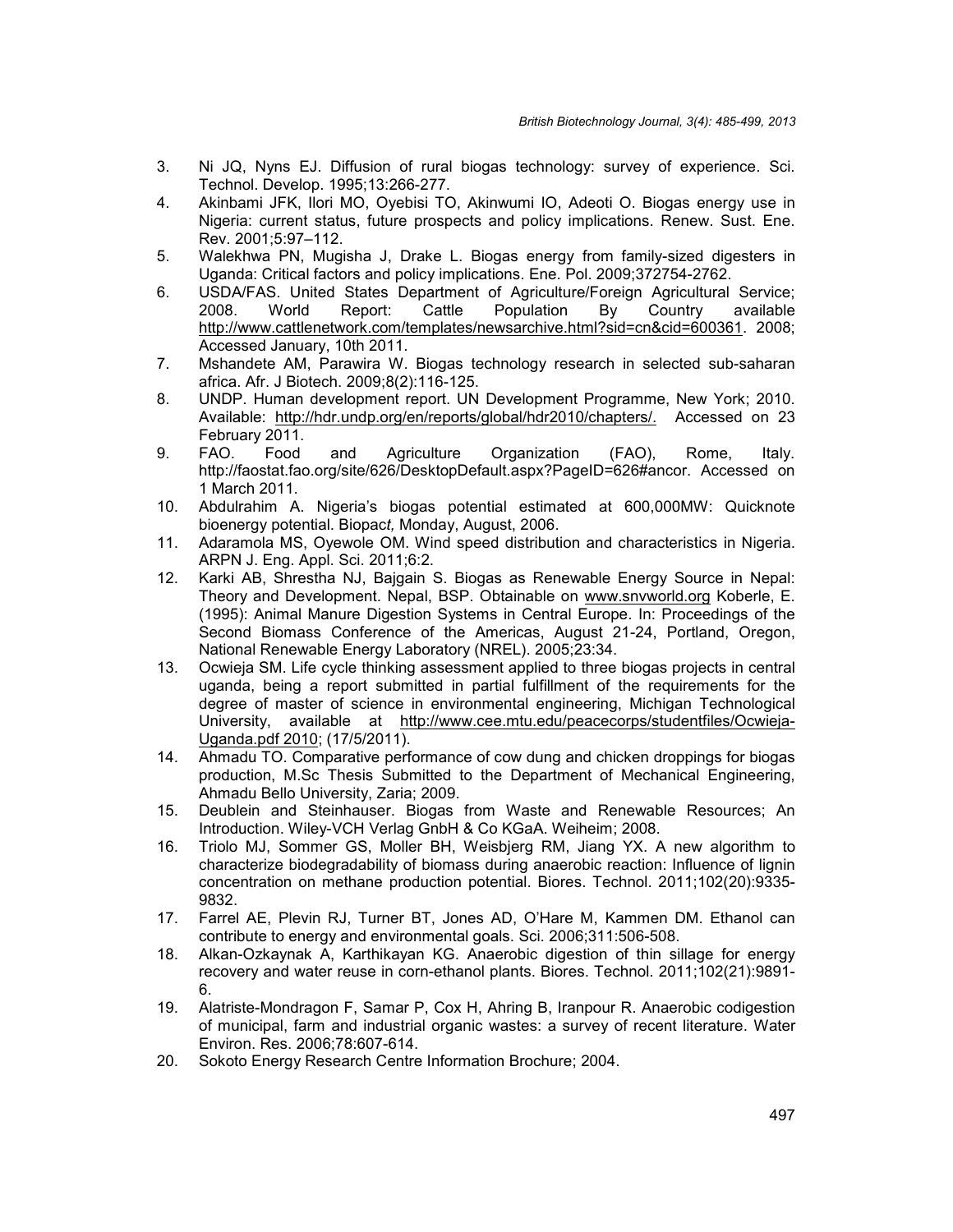3. Ni JQ, Nyns EJ. Diffusion of rural biogas technology: survey of experience. Sci. Technol. Develop. 1995;13:266-277.
4. Akinbami JFK, Ilori MO, Oyebisi TO, Akinwumi IO, Adeoti O. Biogas energy use in Nigeria: current status, future prospects and policy implications. Renew. Sust. Ene. Rev. 2001;5:97–112.
5. Walekhwa PN, Mugisha J, Drake L. Biogas energy from family-sized digesters in Uganda: Critical factors and policy implications. Ene. Pol. 2009;372754-2762.
6. USDA/FAS. United States Department of Agriculture/Foreign Agricultural Service; 2008. World Report: Cattle Population By Country available http://www.cattlenetwork.com/templates/newsarchive.html?sid=cn&cid=600361. 2008; Accessed January, 10th 2011.
7. Mshandete AM, Parawira W. Biogas technology research in selected sub-saharan africa. Afr. J Biotech. 2009;8(2):116-125.
8. UNDP. Human development report. UN Development Programme, New York; 2010. Available: http://hdr.undp.org/en/reports/global/hdr2010/chapters/. Accessed on 23 February 2011.
9. FAO. Food and Agriculture Organization (FAO), Rome, Italy. http://faostat.fao.org/site/626/DesktopDefault.aspx?PageID=626#ancor. Accessed on 1 March 2011.
10. Abdulrahim A. Nigeria's biogas potential estimated at 600,000MW: Quicknote bioenergy potential. Biopac*t,* Monday, August, 2006.
11. Adaramola MS, Oyewole OM. Wind speed distribution and characteristics in Nigeria. ARPN J. Eng. Appl. Sci. 2011;6:2.
12. Karki AB, Shrestha NJ, Bajgain S. Biogas as Renewable Energy Source in Nepal: Theory and Development. Nepal, BSP. Obtainable on www.snvworld.org Koberle, E. (1995): Animal Manure Digestion Systems in Central Europe. In: Proceedings of the Second Biomass Conference of the Americas, August 21-24, Portland, Oregon, National Renewable Energy Laboratory (NREL). 2005;23:34.
13. Ocwieja SM. Life cycle thinking assessment applied to three biogas projects in central uganda, being a report submitted in partial fulfillment of the requirements for the degree of master of science in environmental engineering, Michigan Technological University, available at http://www.cee.mtu.edu/peacecorps/studentfiles/Ocwieja-Uganda.pdf 2010; (17/5/2011).
14. Ahmadu TO. Comparative performance of cow dung and chicken droppings for biogas production, M.Sc Thesis Submitted to the Department of Mechanical Engineering, Ahmadu Bello University, Zaria; 2009.
15. Deublein and Steinhauser. Biogas from Waste and Renewable Resources; An Introduction. Wiley-VCH Verlag GnbH & Co KGaA. Weiheim; 2008.
16. Triolo MJ, Sommer GS, Moller BH, Weisbjerg RM, Jiang YX. A new algorithm to characterize biodegradability of biomass during anaerobic reaction: Influence of lignin concentration on methane production potential. Biores. Technol. 2011;102(20):9335-9832.
17. Farrel AE, Plevin RJ, Turner BT, Jones AD, O'Hare M, Kammen DM. Ethanol can contribute to energy and environmental goals. Sci. 2006;311:506-508.
18. Alkan-Ozkaynak A, Karthikayan KG. Anaerobic digestion of thin sillage for energy recovery and water reuse in corn-ethanol plants. Biores. Technol. 2011;102(21):9891-6.
19. Alatriste-Mondragon F, Samar P, Cox H, Ahring B, Iranpour R. Anaerobic codigestion of municipal, farm and industrial organic wastes: a survey of recent literature. Water Environ. Res. 2006;78:607-614.
20. Sokoto Energy Research Centre Information Brochure; 2004.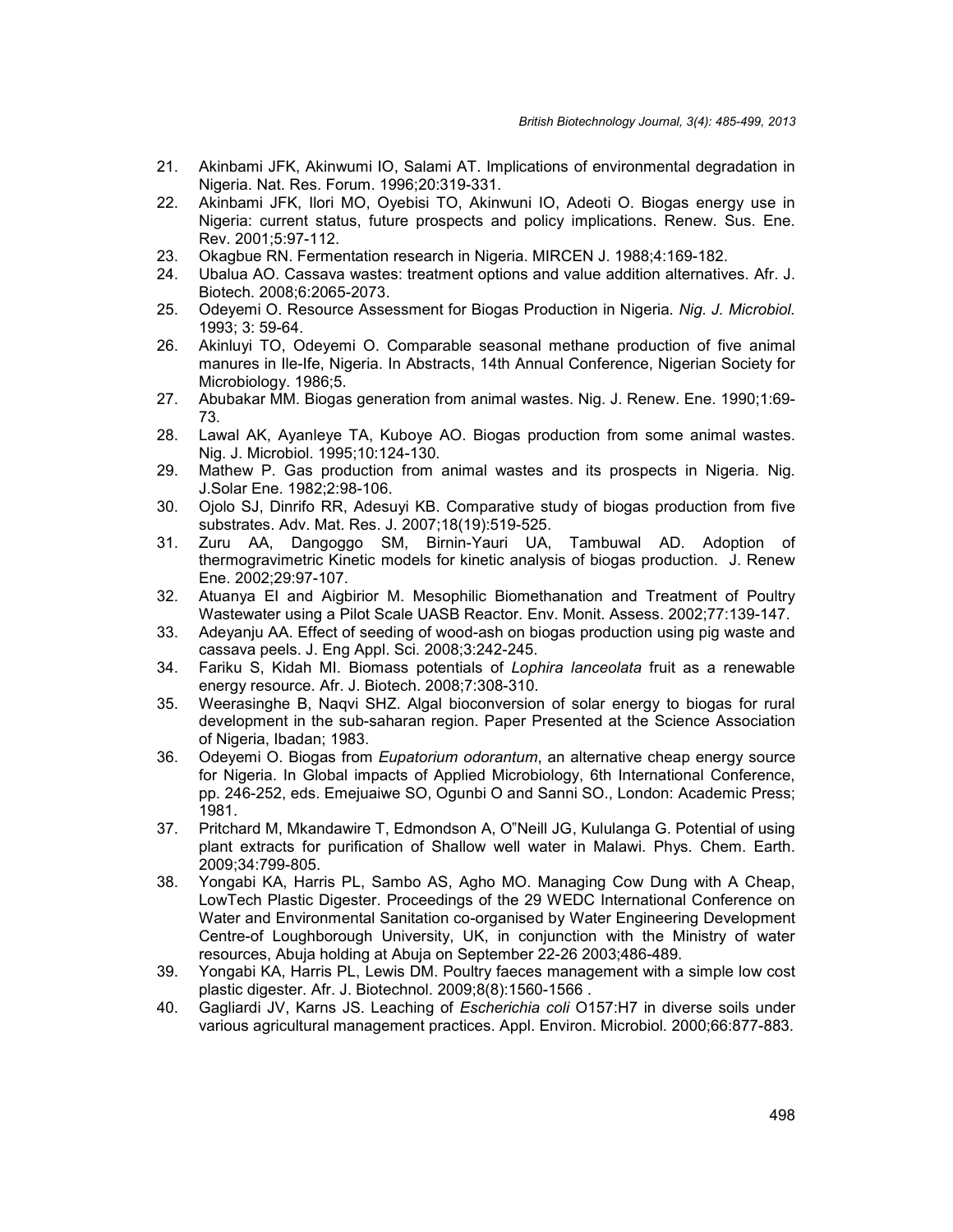21. Akinbami JFK, Akinwumi IO, Salami AT. Implications of environmental degradation in Nigeria. Nat. Res. Forum. 1996;20:319-331.
22. Akinbami JFK, Ilori MO, Oyebisi TO, Akinwuni IO, Adeoti O. Biogas energy use in Nigeria: current status, future prospects and policy implications. Renew. Sus. Ene. Rev. 2001;5:97-112.
23. Okagbue RN. Fermentation research in Nigeria. MIRCEN J. 1988;4:169-182.
24. Ubalua AO. Cassava wastes: treatment options and value addition alternatives. Afr. J. Biotech. 2008;6:2065-2073.
25. Odeyemi O. Resource Assessment for Biogas Production in Nigeria. *Nig. J. Microbiol.* 1993; 3: 59-64.
26. Akinluyi TO, Odeyemi O. Comparable seasonal methane production of five animal manures in Ile-Ife, Nigeria. In Abstracts, 14th Annual Conference, Nigerian Society for Microbiology. 1986;5.
27. Abubakar MM. Biogas generation from animal wastes. Nig. J. Renew. Ene. 1990;1:69-73.
28. Lawal AK, Ayanleye TA, Kuboye AO. Biogas production from some animal wastes. Nig. J. Microbiol. 1995;10:124-130.
29. Mathew P. Gas production from animal wastes and its prospects in Nigeria. Nig. J.Solar Ene. 1982;2:98-106.
30. Ojolo SJ, Dinrifo RR, Adesuyi KB. Comparative study of biogas production from five substrates. Adv. Mat. Res. J. 2007;18(19):519-525.
31. Zuru AA, Dangoggo SM, Birnin-Yauri UA, Tambuwal AD. Adoption of thermogravimetric Kinetic models for kinetic analysis of biogas production. J. Renew Ene. 2002;29:97-107.
32. Atuanya EI and Aigbirior M. Mesophilic Biomethanation and Treatment of Poultry Wastewater using a Pilot Scale UASB Reactor. Env. Monit. Assess. 2002;77:139-147.
33. Adeyanju AA. Effect of seeding of wood-ash on biogas production using pig waste and cassava peels. J. Eng Appl. Sci. 2008;3:242-245.
34. Fariku S, Kidah MI. Biomass potentials of *Lophira lanceolata* fruit as a renewable energy resource. Afr. J. Biotech. 2008;7:308-310.
35. Weerasinghe B, Naqvi SHZ. Algal bioconversion of solar energy to biogas for rural development in the sub-saharan region. Paper Presented at the Science Association of Nigeria, Ibadan; 1983.
36. Odeyemi O. Biogas from *Eupatorium odorantum*, an alternative cheap energy source for Nigeria. In Global impacts of Applied Microbiology, 6th International Conference, pp. 246-252, eds. Emejuaiwe SO, Ogunbi O and Sanni SO., London: Academic Press; 1981.
37. Pritchard M, Mkandawire T, Edmondson A, O"Neill JG, Kululanga G. Potential of using plant extracts for purification of Shallow well water in Malawi. Phys. Chem. Earth. 2009;34:799-805.
38. Yongabi KA, Harris PL, Sambo AS, Agho MO. Managing Cow Dung with A Cheap, LowTech Plastic Digester. Proceedings of the 29 WEDC International Conference on Water and Environmental Sanitation co-organised by Water Engineering Development Centre-of Loughborough University, UK, in conjunction with the Ministry of water resources, Abuja holding at Abuja on September 22-26 2003;486-489.
39. Yongabi KA, Harris PL, Lewis DM. Poultry faeces management with a simple low cost plastic digester. Afr. J. Biotechnol. 2009;8(8):1560-1566 .
40. Gagliardi JV, Karns JS. Leaching of *Escherichia coli* O157:H7 in diverse soils under various agricultural management practices. Appl. Environ. Microbiol. 2000;66:877-883.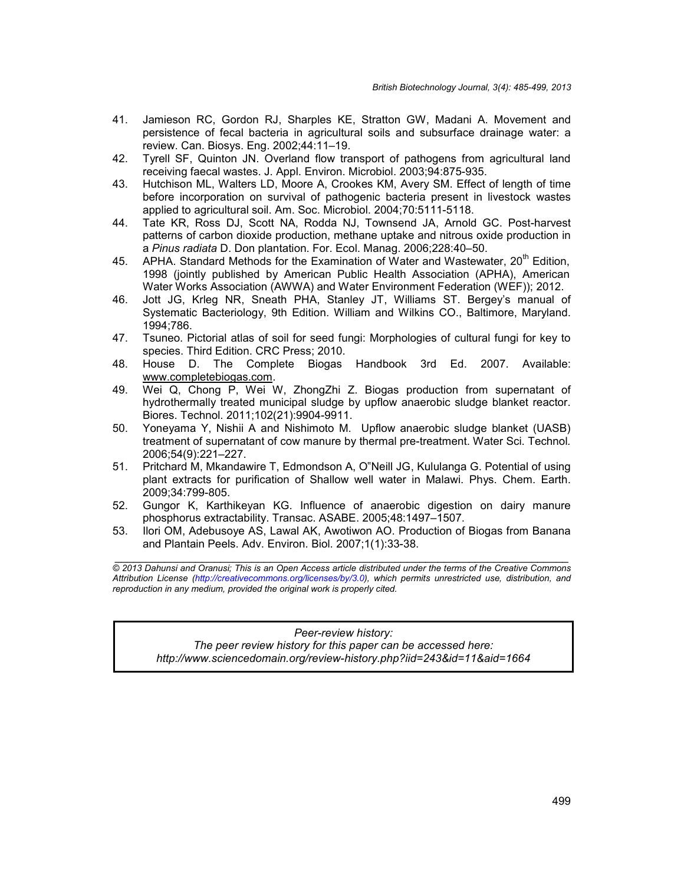41. Jamieson RC, Gordon RJ, Sharples KE, Stratton GW, Madani A. Movement and persistence of fecal bacteria in agricultural soils and subsurface drainage water: a review. Can. Biosys. Eng. 2002;44:11–19.
42. Tyrell SF, Quinton JN. Overland flow transport of pathogens from agricultural land receiving faecal wastes. J. Appl. Environ. Microbiol. 2003;94:875-935.
43. Hutchison ML, Walters LD, Moore A, Crookes KM, Avery SM. Effect of length of time before incorporation on survival of pathogenic bacteria present in livestock wastes applied to agricultural soil. Am. Soc. Microbiol. 2004;70:5111-5118.
44. Tate KR, Ross DJ, Scott NA, Rodda NJ, Townsend JA, Arnold GC. Post-harvest patterns of carbon dioxide production, methane uptake and nitrous oxide production in a *Pinus radiata* D. Don plantation. For. Ecol. Manag. 2006;228:40–50.
45. APHA. Standard Methods for the Examination of Water and Wastewater, 20th Edition, 1998 (jointly published by American Public Health Association (APHA), American Water Works Association (AWWA) and Water Environment Federation (WEF)); 2012.
46. Jott JG, Krleg NR, Sneath PHA, Stanley JT, Williams ST. Bergey's manual of Systematic Bacteriology, 9th Edition. William and Wilkins CO., Baltimore, Maryland. 1994;786.
47. Tsuneo. Pictorial atlas of soil for seed fungi: Morphologies of cultural fungi for key to species. Third Edition. CRC Press; 2010.
48. House D. The Complete Biogas Handbook 3rd Ed. 2007. Available: www.completebiogas.com.
49. Wei Q, Chong P, Wei W, ZhongZhi Z. Biogas production from supernatant of hydrothermally treated municipal sludge by upflow anaerobic sludge blanket reactor. Biores. Technol. 2011;102(21):9904-9911.
50. Yoneyama Y, Nishii A and Nishimoto M. Upflow anaerobic sludge blanket (UASB) treatment of supernatant of cow manure by thermal pre-treatment. Water Sci. Technol. 2006;54(9):221–227.
51. Pritchard M, Mkandawire T, Edmondson A, O"Neill JG, Kululanga G. Potential of using plant extracts for purification of Shallow well water in Malawi. Phys. Chem. Earth. 2009;34:799-805.
52. Gungor K, Karthikeyan KG. Influence of anaerobic digestion on dairy manure phosphorus extractability. Transac. ASABE. 2005;48:1497–1507.
53. Ilori OM, Adebusoye AS, Lawal AK, Awotiwon AO. Production of Biogas from Banana and Plantain Peels. Adv. Environ. Biol. 2007;1(1):33-38.

---

*© 2013 Dahunsi and Oranusi; This is an Open Access article distributed under the terms of the Creative Commons Attribution License (http://creativecommons.org/licenses/by/3.0), which permits unrestricted use, distribution, and reproduction in any medium, provided the original work is properly cited.*

*Peer-review history:*
*The peer review history for this paper can be accessed here:*
*http://www.sciencedomain.org/review-history.php?iid=243&id=11&aid=1664*